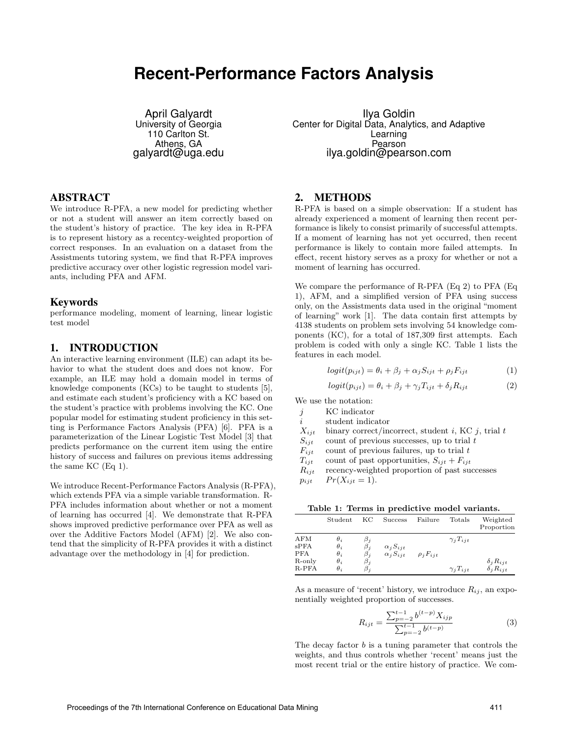# Recent-Performance Factors Analysis

April Galyardt
University of Georgia
110 Carlton St.
Athens, GA
galyardt@uga.edu

Ilya Goldin
Center for Digital Data, Analytics, and Adaptive Learning
Pearson
ilya.goldin@pearson.com

## ABSTRACT

We introduce R-PFA, a new model for predicting whether or not a student will answer an item correctly based on the student's history of practice. The key idea in R-PFA is to represent history as a recentcy-weighted proportion of correct responses. In an evaluation on a dataset from the Assistments tutoring system, we find that R-PFA improves predictive accuracy over other logistic regression model variants, including PFA and AFM.

### Keywords

performance modeling, moment of learning, linear logistic test model

## 1. INTRODUCTION

An interactive learning environment (ILE) can adapt its behavior to what the student does and does not know. For example, an ILE may hold a domain model in terms of knowledge components (KCs) to be taught to students [5], and estimate each student's proficiency with a KC based on the student's practice with problems involving the KC. One popular model for estimating student proficiency in this setting is Performance Factors Analysis (PFA) [6]. PFA is a parameterization of the Linear Logistic Test Model [3] that predicts performance on the current item using the entire history of success and failures on previous items addressing the same KC (Eq 1).

We introduce Recent-Performance Factors Analysis (R-PFA), which extends PFA via a simple variable transformation. R-PFA includes information about whether or not a moment of learning has occurred [4]. We demonstrate that R-PFA shows improved predictive performance over PFA as well as over the Additive Factors Model (AFM) [2]. We also contend that the simplicity of R-PFA provides it with a distinct advantage over the methodology in [4] for prediction.

## 2. METHODS

R-PFA is based on a simple observation: If a student has already experienced a moment of learning then recent performance is likely to consist primarily of successful attempts. If a moment of learning has not yet occurred, then recent performance is likely to contain more failed attempts. In effect, recent history serves as a proxy for whether or not a moment of learning has occurred.

We compare the performance of R-PFA (Eq 2) to PFA (Eq 1), AFM, and a simplified version of PFA using success only, on the Assistments data used in the original "moment of learning" work [1]. The data contain first attempts by 4138 students on problem sets involving 54 knowledge components (KC), for a total of 187,309 first attempts. Each problem is coded with only a single KC. Table 1 lists the features in each model.

$$logit(p_{ijt}) = \theta_i + \beta_j + \alpha_j S_{ijt} + \rho_j F_{ijt} \tag{1}$$

$$logit(p_{ijt}) = \theta_i + \beta_j + \gamma_j T_{ijt} + \delta_j R_{ijt} \tag{2}$$

We use the notation:

- $j$ — KC indicator
- $i$ — student indicator
- $X_{ijt}$ — binary correct/incorrect, student $i$, KC $j$, trial $t$
- $S_{ijt}$ — count of previous successes, up to trial $t$
- $F_{ijt}$ — count of previous failures, up to trial $t$
- $T_{ijt}$ — count of past opportunities, $S_{ijt} + F_{ijt}$
- $R_{ijt}$ — recency-weighted proportion of past successes
- $p_{ijt}$ — $Pr(X_{ijt} = 1)$.

**Table 1: Terms in predictive model variants.**

| | Student | KC | Success | Failure | Totals | Weighted Proportion |
|---|---|---|---|---|---|---|
| AFM | $\theta_i$ | $\beta_j$ | | | $\gamma_j T_{ijt}$ | |
| sPFA | $\theta_i$ | $\beta_j$ | $\alpha_j S_{ijt}$ | | | |
| PFA | $\theta_i$ | $\beta_j$ | $\alpha_j S_{ijt}$ | $\rho_j F_{ijt}$ | | |
| R-only | $\theta_i$ | $\beta_j$ | | | | $\delta_j R_{ijt}$ |
| R-PFA | $\theta_i$ | $\beta_j$ | | | $\gamma_j T_{ijt}$ | $\delta_j R_{ijt}$ |

As a measure of 'recent' history, we introduce $R_{ij}$, an exponentially weighted proportion of successes.

$$R_{ijt} = \frac{\sum_{p=-2}^{t-1} b^{(t-p)} X_{ijp}}{\sum_{p=-2}^{t-1} b^{(t-p)}} \tag{3}$$

The decay factor $b$ is a tuning parameter that controls the weights, and thus controls whether 'recent' means just the most recent trial or the entire history of practice. We com-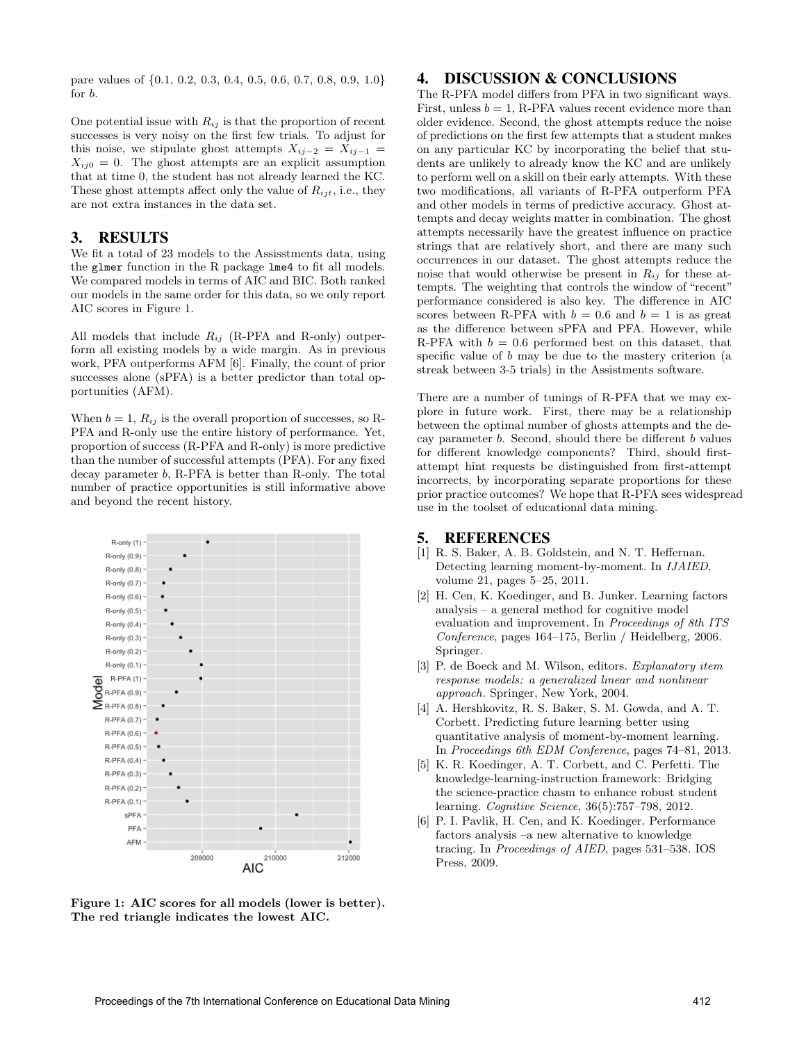pare values of {0.1, 0.2, 0.3, 0.4, 0.5, 0.6, 0.7, 0.8, 0.9, 1.0} for $b$.

One potential issue with $R_{ij}$ is that the proportion of recent successes is very noisy on the first few trials. To adjust for this noise, we stipulate ghost attempts $X_{ij-2} = X_{ij-1} = X_{ij0} = 0$. The ghost attempts are an explicit assumption that at time 0, the student has not already learned the KC. These ghost attempts affect only the value of $R_{ijt}$, i.e., they are not extra instances in the data set.

## 3. RESULTS

We fit a total of 23 models to the Assisstments data, using the `glmer` function in the R package `lme4` to fit all models. We compared models in terms of AIC and BIC. Both ranked our models in the same order for this data, so we only report AIC scores in Figure 1.

All models that include $R_{ij}$ (R-PFA and R-only) outperform all existing models by a wide margin. As in previous work, PFA outperforms AFM [6]. Finally, the count of prior successes alone (sPFA) is a better predictor than total opportunities (AFM).

When $b = 1$, $R_{ij}$ is the overall proportion of successes, so R-PFA and R-only use the entire history of performance. Yet, proportion of success (R-PFA and R-only) is more predictive than the number of successful attempts (PFA). For any fixed decay parameter $b$, R-PFA is better than R-only. The total number of practice opportunities is still informative above and beyond the recent history.

R-only (1)
R-only (0.9)
R-only (0.8)
R-only (0.7)
R-only (0.6)
R-only (0.5)
R-only (0.4)
R-only (0.3)
R-only (0.2)
R-only (0.1)
R-PFA (1)
R-PFA (0.9)
R-PFA (0.8)
R-PFA (0.7)
R-PFA (0.6)
R-PFA (0.5)
R-PFA (0.4)
R-PFA (0.3)
R-PFA (0.2)
R-PFA (0.1)
sPFA
PFA
AFM

Model

208000 210000 212000

AIC

**Figure 1: AIC scores for all models (lower is better). The red triangle indicates the lowest AIC.**

## 4. DISCUSSION & CONCLUSIONS

The R-PFA model differs from PFA in two significant ways. First, unless $b = 1$, R-PFA values recent evidence more than older evidence. Second, the ghost attempts reduce the noise of predictions on the first few attempts that a student makes on any particular KC by incorporating the belief that students are unlikely to already know the KC and are unlikely to perform well on a skill on their early attempts. With these two modifications, all variants of R-PFA outperform PFA and other models in terms of predictive accuracy. Ghost attempts and decay weights matter in combination. The ghost attempts necessarily have the greatest influence on practice strings that are relatively short, and there are many such occurrences in our dataset. The ghost attempts reduce the noise that would otherwise be present in $R_{ij}$ for these attempts. The weighting that controls the window of "recent" performance considered is also key. The difference in AIC scores between R-PFA with $b = 0.6$ and $b = 1$ is as great as the difference between sPFA and PFA. However, while R-PFA with $b = 0.6$ performed best on this dataset, that specific value of $b$ may be due to the mastery criterion (a streak between 3-5 trials) in the Assistments software.

There are a number of tunings of R-PFA that we may explore in future work. First, there may be a relationship between the optimal number of ghosts attempts and the decay parameter $b$. Second, should there be different $b$ values for different knowledge components? Third, should first-attempt hint requests be distinguished from first-attempt incorrects, by incorporating separate proportions for these prior practice outcomes? We hope that R-PFA sees widespread use in the toolset of educational data mining.

## 5. REFERENCES

[1] R. S. Baker, A. B. Goldstein, and N. T. Heffernan. Detecting learning moment-by-moment. In *IJAIED*, volume 21, pages 5–25, 2011.

[2] H. Cen, K. Koedinger, and B. Junker. Learning factors analysis – a general method for cognitive model evaluation and improvement. In *Proceedings of 8th ITS Conference*, pages 164–175, Berlin / Heidelberg, 2006. Springer.

[3] P. de Boeck and M. Wilson, editors. *Explanatory item response models: a generalized linear and nonlinear approach*. Springer, New York, 2004.

[4] A. Hershkovitz, R. S. Baker, S. M. Gowda, and A. T. Corbett. Predicting future learning better using quantitative analysis of moment-by-moment learning. In *Proceedings 6th EDM Conference*, pages 74–81, 2013.

[5] K. R. Koedinger, A. T. Corbett, and C. Perfetti. The knowledge-learning-instruction framework: Bridging the science-practice chasm to enhance robust student learning. *Cognitive Science*, 36(5):757–798, 2012.

[6] P. I. Pavlik, H. Cen, and K. Koedinger. Performance factors analysis –a new alternative to knowledge tracing. In *Proceedings of AIED*, pages 531–538. IOS Press, 2009.